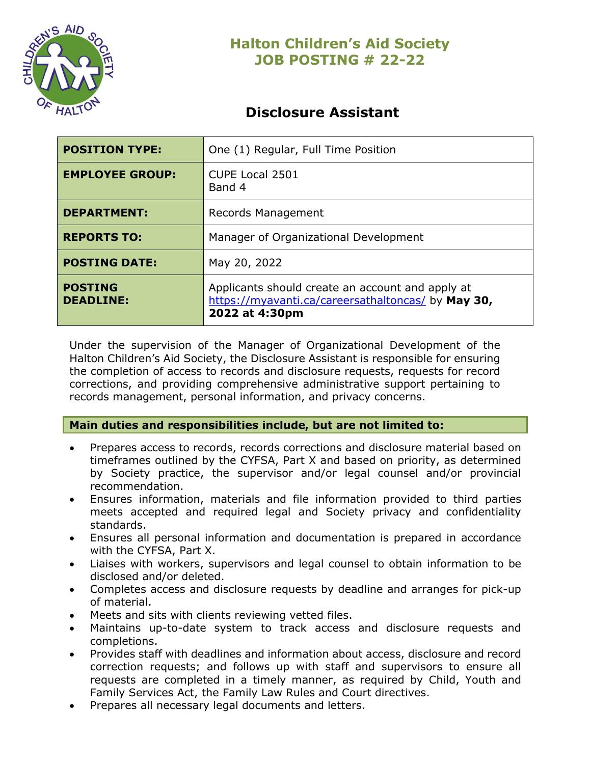# Halton Children's Aid Society
# JOB POSTING # 22-22

## Disclosure Assistant

| | |
|---|---|
| **POSITION TYPE:** | One (1) Regular, Full Time Position |
| **EMPLOYEE GROUP:** | CUPE Local 2501<br>Band 4 |
| **DEPARTMENT:** | Records Management |
| **REPORTS TO:** | Manager of Organizational Development |
| **POSTING DATE:** | May 20, 2022 |
| **POSTING DEADLINE:** | Applicants should create an account and apply at https://myavanti.ca/careersathaltoncas/ by **May 30, 2022 at 4:30pm** |

Under the supervision of the Manager of Organizational Development of the Halton Children's Aid Society, the Disclosure Assistant is responsible for ensuring the completion of access to records and disclosure requests, requests for record corrections, and providing comprehensive administrative support pertaining to records management, personal information, and privacy concerns.

**Main duties and responsibilities include, but are not limited to:**

- Prepares access to records, records corrections and disclosure material based on timeframes outlined by the CYFSA, Part X and based on priority, as determined by Society practice, the supervisor and/or legal counsel and/or provincial recommendation.
- Ensures information, materials and file information provided to third parties meets accepted and required legal and Society privacy and confidentiality standards.
- Ensures all personal information and documentation is prepared in accordance with the CYFSA, Part X.
- Liaises with workers, supervisors and legal counsel to obtain information to be disclosed and/or deleted.
- Completes access and disclosure requests by deadline and arranges for pick-up of material.
- Meets and sits with clients reviewing vetted files.
- Maintains up-to-date system to track access and disclosure requests and completions.
- Provides staff with deadlines and information about access, disclosure and record correction requests; and follows up with staff and supervisors to ensure all requests are completed in a timely manner, as required by Child, Youth and Family Services Act, the Family Law Rules and Court directives.
- Prepares all necessary legal documents and letters.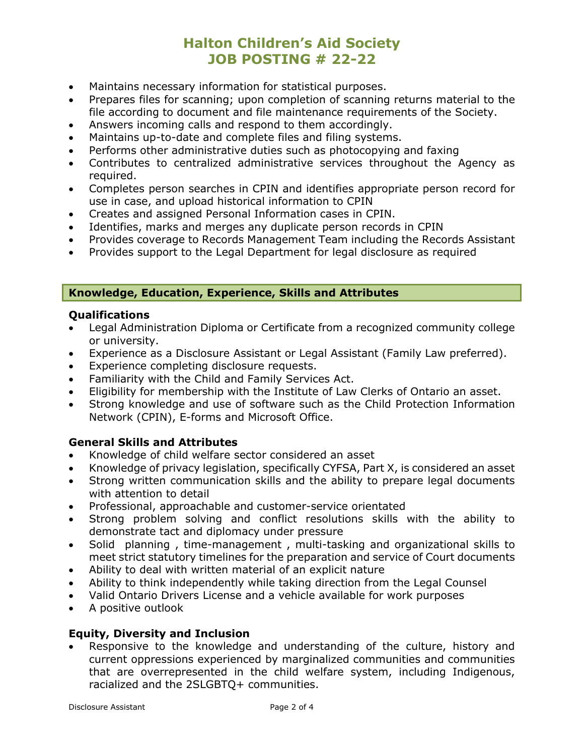- Maintains necessary information for statistical purposes.
- Prepares files for scanning; upon completion of scanning returns material to the file according to document and file maintenance requirements of the Society.
- Answers incoming calls and respond to them accordingly.
- Maintains up-to-date and complete files and filing systems.
- Performs other administrative duties such as photocopying and faxing
- Contributes to centralized administrative services throughout the Agency as required.
- Completes person searches in CPIN and identifies appropriate person record for use in case, and upload historical information to CPIN
- Creates and assigned Personal Information cases in CPIN.
- Identifies, marks and merges any duplicate person records in CPIN
- Provides coverage to Records Management Team including the Records Assistant
- Provides support to the Legal Department for legal disclosure as required

## Knowledge, Education, Experience, Skills and Attributes

### Qualifications

- Legal Administration Diploma or Certificate from a recognized community college or university.
- Experience as a Disclosure Assistant or Legal Assistant (Family Law preferred).
- Experience completing disclosure requests.
- Familiarity with the Child and Family Services Act.
- Eligibility for membership with the Institute of Law Clerks of Ontario an asset.
- Strong knowledge and use of software such as the Child Protection Information Network (CPIN), E-forms and Microsoft Office.

### General Skills and Attributes

- Knowledge of child welfare sector considered an asset
- Knowledge of privacy legislation, specifically CYFSA, Part X, is considered an asset
- Strong written communication skills and the ability to prepare legal documents with attention to detail
- Professional, approachable and customer-service orientated
- Strong problem solving and conflict resolutions skills with the ability to demonstrate tact and diplomacy under pressure
- Solid planning , time-management , multi-tasking and organizational skills to meet strict statutory timelines for the preparation and service of Court documents
- Ability to deal with written material of an explicit nature
- Ability to think independently while taking direction from the Legal Counsel
- Valid Ontario Drivers License and a vehicle available for work purposes
- A positive outlook

### Equity, Diversity and Inclusion

- Responsive to the knowledge and understanding of the culture, history and current oppressions experienced by marginalized communities and communities that are overrepresented in the child welfare system, including Indigenous, racialized and the 2SLGBTQ+ communities.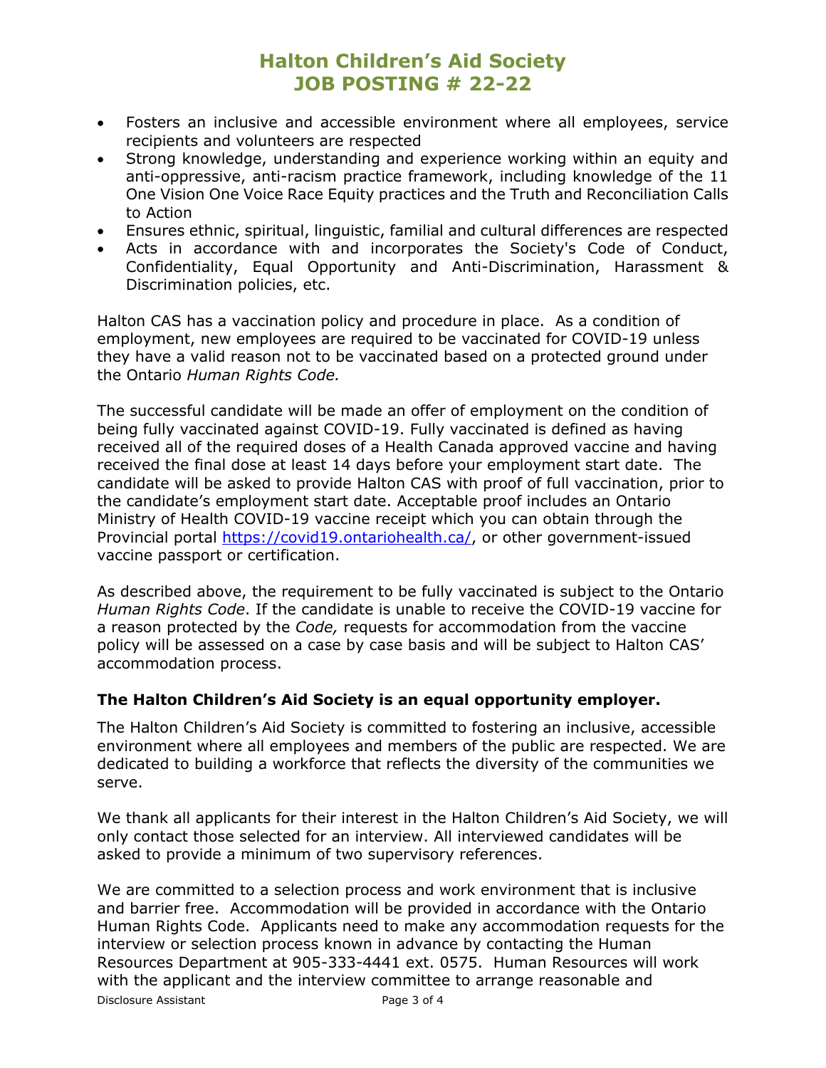- Fosters an inclusive and accessible environment where all employees, service recipients and volunteers are respected
- Strong knowledge, understanding and experience working within an equity and anti-oppressive, anti-racism practice framework, including knowledge of the 11 One Vision One Voice Race Equity practices and the Truth and Reconciliation Calls to Action
- Ensures ethnic, spiritual, linguistic, familial and cultural differences are respected
- Acts in accordance with and incorporates the Society's Code of Conduct, Confidentiality, Equal Opportunity and Anti-Discrimination, Harassment & Discrimination policies, etc.

Halton CAS has a vaccination policy and procedure in place. As a condition of employment, new employees are required to be vaccinated for COVID-19 unless they have a valid reason not to be vaccinated based on a protected ground under the Ontario *Human Rights Code.*

The successful candidate will be made an offer of employment on the condition of being fully vaccinated against COVID-19. Fully vaccinated is defined as having received all of the required doses of a Health Canada approved vaccine and having received the final dose at least 14 days before your employment start date. The candidate will be asked to provide Halton CAS with proof of full vaccination, prior to the candidate's employment start date. Acceptable proof includes an Ontario Ministry of Health COVID-19 vaccine receipt which you can obtain through the Provincial portal https://covid19.ontariohealth.ca/, or other government-issued vaccine passport or certification.

As described above, the requirement to be fully vaccinated is subject to the Ontario *Human Rights Code*. If the candidate is unable to receive the COVID-19 vaccine for a reason protected by the *Code,* requests for accommodation from the vaccine policy will be assessed on a case by case basis and will be subject to Halton CAS' accommodation process.

**The Halton Children's Aid Society is an equal opportunity employer.**

The Halton Children's Aid Society is committed to fostering an inclusive, accessible environment where all employees and members of the public are respected. We are dedicated to building a workforce that reflects the diversity of the communities we serve.

We thank all applicants for their interest in the Halton Children's Aid Society, we will only contact those selected for an interview. All interviewed candidates will be asked to provide a minimum of two supervisory references.

We are committed to a selection process and work environment that is inclusive and barrier free. Accommodation will be provided in accordance with the Ontario Human Rights Code. Applicants need to make any accommodation requests for the interview or selection process known in advance by contacting the Human Resources Department at 905-333-4441 ext. 0575. Human Resources will work with the applicant and the interview committee to arrange reasonable and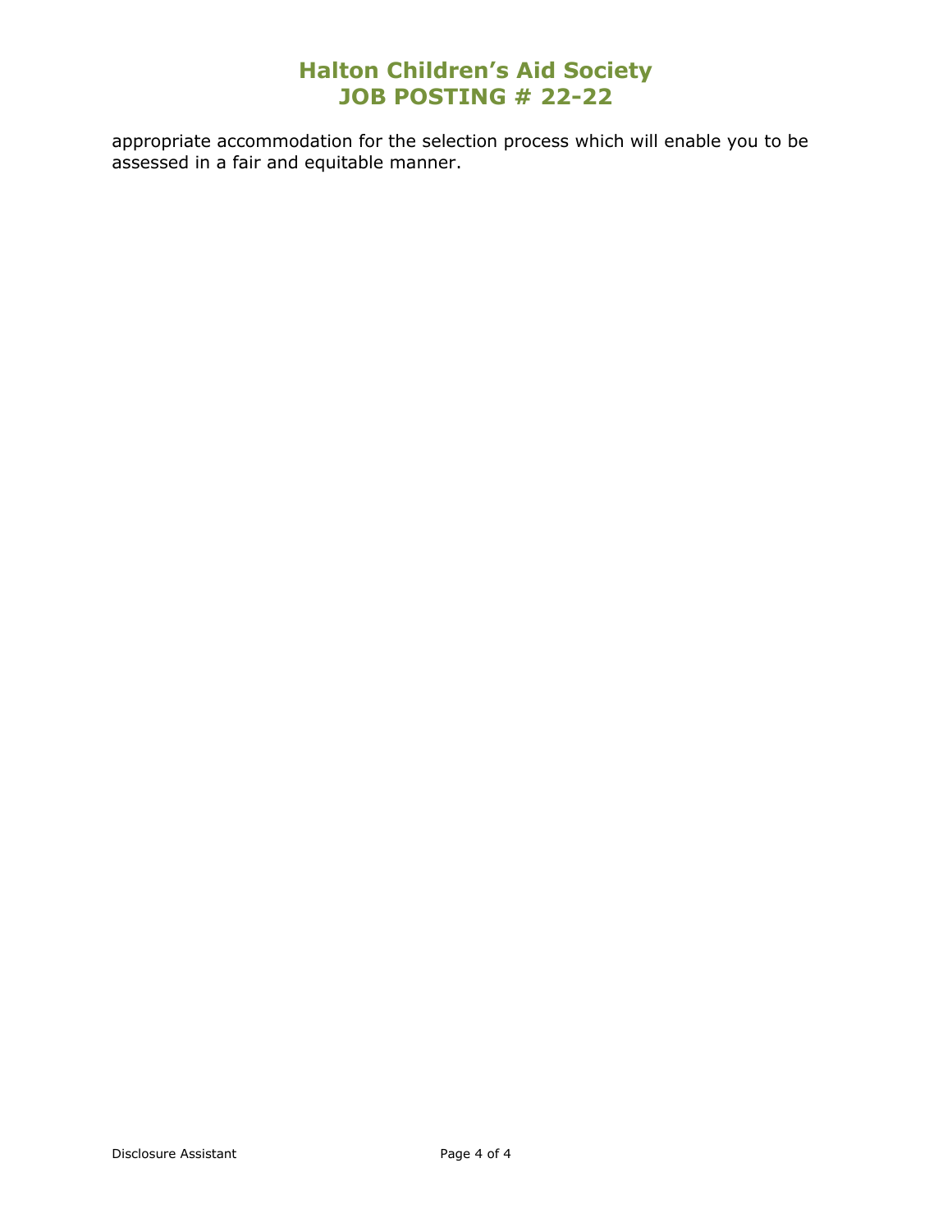appropriate accommodation for the selection process which will enable you to be assessed in a fair and equitable manner.